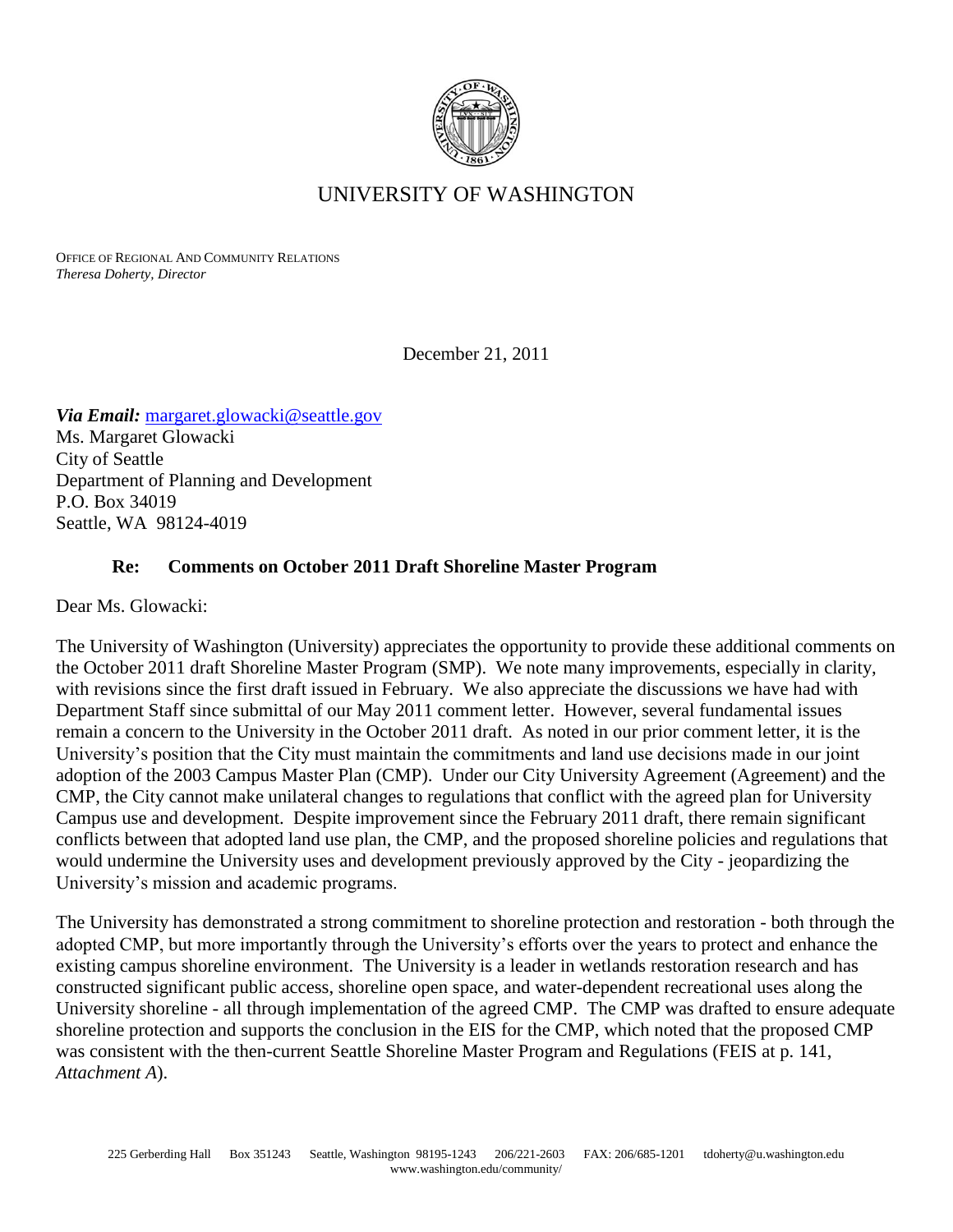# UNIVERSITY OF WASHINGTON

OFFICE OF REGIONAL AND COMMUNITY RELATIONS
*Theresa Doherty, Director*

December 21, 2011

***Via Email:*** margaret.glowacki@seattle.gov
Ms. Margaret Glowacki
City of Seattle
Department of Planning and Development
P.O. Box 34019
Seattle, WA 98124-4019

**Re: Comments on October 2011 Draft Shoreline Master Program**

Dear Ms. Glowacki:

The University of Washington (University) appreciates the opportunity to provide these additional comments on the October 2011 draft Shoreline Master Program (SMP). We note many improvements, especially in clarity, with revisions since the first draft issued in February. We also appreciate the discussions we have had with Department Staff since submittal of our May 2011 comment letter. However, several fundamental issues remain a concern to the University in the October 2011 draft. As noted in our prior comment letter, it is the University's position that the City must maintain the commitments and land use decisions made in our joint adoption of the 2003 Campus Master Plan (CMP). Under our City University Agreement (Agreement) and the CMP, the City cannot make unilateral changes to regulations that conflict with the agreed plan for University Campus use and development. Despite improvement since the February 2011 draft, there remain significant conflicts between that adopted land use plan, the CMP, and the proposed shoreline policies and regulations that would undermine the University uses and development previously approved by the City - jeopardizing the University's mission and academic programs.

The University has demonstrated a strong commitment to shoreline protection and restoration - both through the adopted CMP, but more importantly through the University's efforts over the years to protect and enhance the existing campus shoreline environment. The University is a leader in wetlands restoration research and has constructed significant public access, shoreline open space, and water-dependent recreational uses along the University shoreline - all through implementation of the agreed CMP. The CMP was drafted to ensure adequate shoreline protection and supports the conclusion in the EIS for the CMP, which noted that the proposed CMP was consistent with the then-current Seattle Shoreline Master Program and Regulations (FEIS at p. 141, *Attachment A*).

225 Gerberding Hall Box 351243 Seattle, Washington 98195-1243 206/221-2603 FAX: 206/685-1201 tdoherty@u.washington.edu
www.washington.edu/community/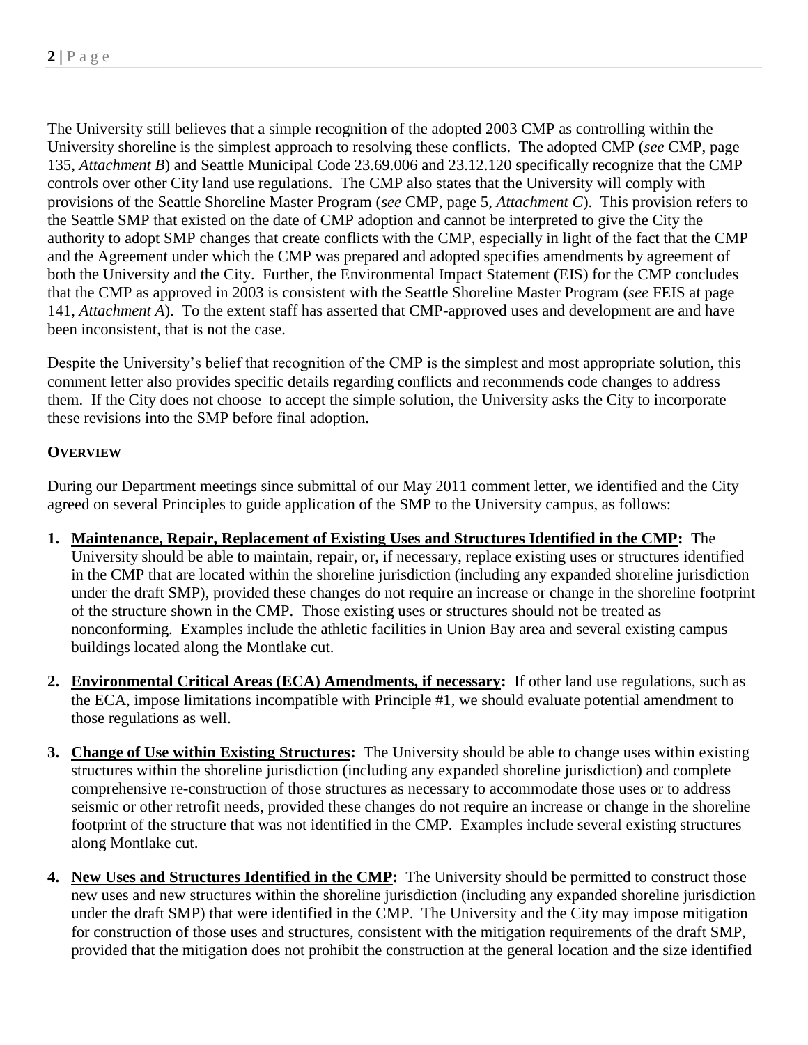The University still believes that a simple recognition of the adopted 2003 CMP as controlling within the University shoreline is the simplest approach to resolving these conflicts. The adopted CMP (*see* CMP, page 135, *Attachment B*) and Seattle Municipal Code 23.69.006 and 23.12.120 specifically recognize that the CMP controls over other City land use regulations. The CMP also states that the University will comply with provisions of the Seattle Shoreline Master Program (*see* CMP, page 5, *Attachment C*). This provision refers to the Seattle SMP that existed on the date of CMP adoption and cannot be interpreted to give the City the authority to adopt SMP changes that create conflicts with the CMP, especially in light of the fact that the CMP and the Agreement under which the CMP was prepared and adopted specifies amendments by agreement of both the University and the City. Further, the Environmental Impact Statement (EIS) for the CMP concludes that the CMP as approved in 2003 is consistent with the Seattle Shoreline Master Program (*see* FEIS at page 141, *Attachment A*). To the extent staff has asserted that CMP-approved uses and development are and have been inconsistent, that is not the case.

Despite the University's belief that recognition of the CMP is the simplest and most appropriate solution, this comment letter also provides specific details regarding conflicts and recommends code changes to address them. If the City does not choose to accept the simple solution, the University asks the City to incorporate these revisions into the SMP before final adoption.

## OVERVIEW

During our Department meetings since submittal of our May 2011 comment letter, we identified and the City agreed on several Principles to guide application of the SMP to the University campus, as follows:

1. **Maintenance, Repair, Replacement of Existing Uses and Structures Identified in the CMP:** The University should be able to maintain, repair, or, if necessary, replace existing uses or structures identified in the CMP that are located within the shoreline jurisdiction (including any expanded shoreline jurisdiction under the draft SMP), provided these changes do not require an increase or change in the shoreline footprint of the structure shown in the CMP. Those existing uses or structures should not be treated as nonconforming. Examples include the athletic facilities in Union Bay area and several existing campus buildings located along the Montlake cut.

2. **Environmental Critical Areas (ECA) Amendments, if necessary:** If other land use regulations, such as the ECA, impose limitations incompatible with Principle #1, we should evaluate potential amendment to those regulations as well.

3. **Change of Use within Existing Structures:** The University should be able to change uses within existing structures within the shoreline jurisdiction (including any expanded shoreline jurisdiction) and complete comprehensive re-construction of those structures as necessary to accommodate those uses or to address seismic or other retrofit needs, provided these changes do not require an increase or change in the shoreline footprint of the structure that was not identified in the CMP. Examples include several existing structures along Montlake cut.

4. **New Uses and Structures Identified in the CMP:** The University should be permitted to construct those new uses and new structures within the shoreline jurisdiction (including any expanded shoreline jurisdiction under the draft SMP) that were identified in the CMP. The University and the City may impose mitigation for construction of those uses and structures, consistent with the mitigation requirements of the draft SMP, provided that the mitigation does not prohibit the construction at the general location and the size identified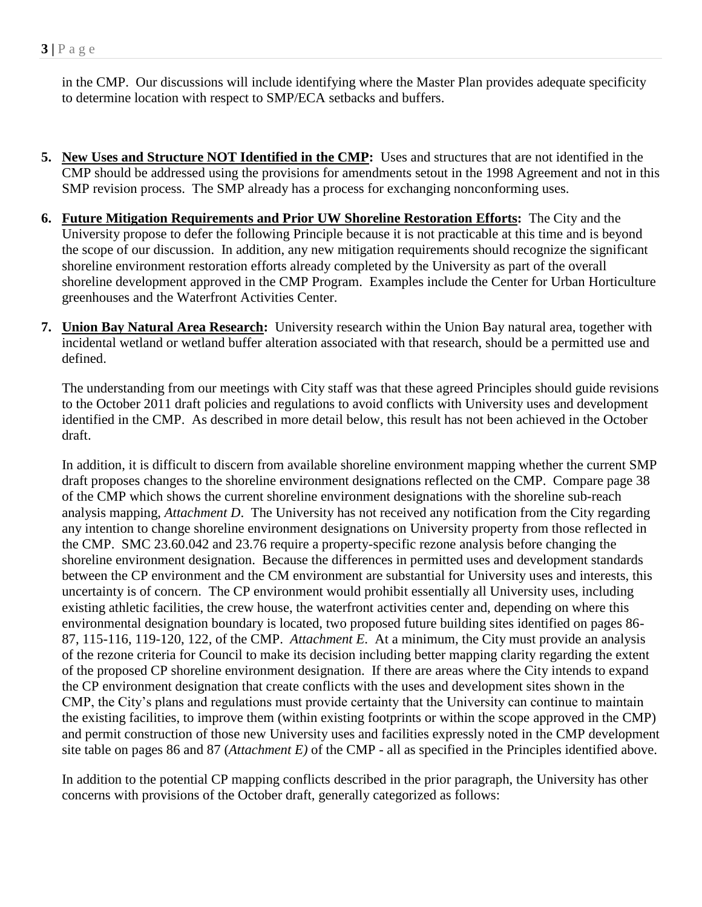in the CMP. Our discussions will include identifying where the Master Plan provides adequate specificity to determine location with respect to SMP/ECA setbacks and buffers.

5. **New Uses and Structure NOT Identified in the CMP:** Uses and structures that are not identified in the CMP should be addressed using the provisions for amendments setout in the 1998 Agreement and not in this SMP revision process. The SMP already has a process for exchanging nonconforming uses.

6. **Future Mitigation Requirements and Prior UW Shoreline Restoration Efforts:** The City and the University propose to defer the following Principle because it is not practicable at this time and is beyond the scope of our discussion. In addition, any new mitigation requirements should recognize the significant shoreline environment restoration efforts already completed by the University as part of the overall shoreline development approved in the CMP Program. Examples include the Center for Urban Horticulture greenhouses and the Waterfront Activities Center.

7. **Union Bay Natural Area Research:** University research within the Union Bay natural area, together with incidental wetland or wetland buffer alteration associated with that research, should be a permitted use and defined.

   The understanding from our meetings with City staff was that these agreed Principles should guide revisions to the October 2011 draft policies and regulations to avoid conflicts with University uses and development identified in the CMP. As described in more detail below, this result has not been achieved in the October draft.

   In addition, it is difficult to discern from available shoreline environment mapping whether the current SMP draft proposes changes to the shoreline environment designations reflected on the CMP. Compare page 38 of the CMP which shows the current shoreline environment designations with the shoreline sub-reach analysis mapping, *Attachment D*. The University has not received any notification from the City regarding any intention to change shoreline environment designations on University property from those reflected in the CMP. SMC 23.60.042 and 23.76 require a property-specific rezone analysis before changing the shoreline environment designation. Because the differences in permitted uses and development standards between the CP environment and the CM environment are substantial for University uses and interests, this uncertainty is of concern. The CP environment would prohibit essentially all University uses, including existing athletic facilities, the crew house, the waterfront activities center and, depending on where this environmental designation boundary is located, two proposed future building sites identified on pages 86-87, 115-116, 119-120, 122, of the CMP. *Attachment E*. At a minimum, the City must provide an analysis of the rezone criteria for Council to make its decision including better mapping clarity regarding the extent of the proposed CP shoreline environment designation. If there are areas where the City intends to expand the CP environment designation that create conflicts with the uses and development sites shown in the CMP, the City's plans and regulations must provide certainty that the University can continue to maintain the existing facilities, to improve them (within existing footprints or within the scope approved in the CMP) and permit construction of those new University uses and facilities expressly noted in the CMP development site table on pages 86 and 87 (*Attachment E)* of the CMP - all as specified in the Principles identified above.

   In addition to the potential CP mapping conflicts described in the prior paragraph, the University has other concerns with provisions of the October draft, generally categorized as follows: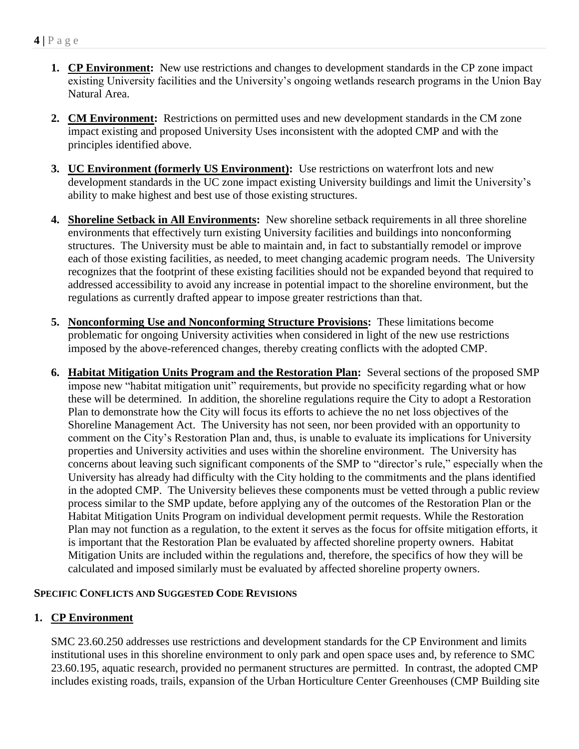1. **CP Environment:** New use restrictions and changes to development standards in the CP zone impact existing University facilities and the University's ongoing wetlands research programs in the Union Bay Natural Area.

2. **CM Environment:** Restrictions on permitted uses and new development standards in the CM zone impact existing and proposed University Uses inconsistent with the adopted CMP and with the principles identified above.

3. **UC Environment (formerly US Environment):** Use restrictions on waterfront lots and new development standards in the UC zone impact existing University buildings and limit the University's ability to make highest and best use of those existing structures.

4. **Shoreline Setback in All Environments:** New shoreline setback requirements in all three shoreline environments that effectively turn existing University facilities and buildings into nonconforming structures. The University must be able to maintain and, in fact to substantially remodel or improve each of those existing facilities, as needed, to meet changing academic program needs. The University recognizes that the footprint of these existing facilities should not be expanded beyond that required to addressed accessibility to avoid any increase in potential impact to the shoreline environment, but the regulations as currently drafted appear to impose greater restrictions than that.

5. **Nonconforming Use and Nonconforming Structure Provisions:** These limitations become problematic for ongoing University activities when considered in light of the new use restrictions imposed by the above-referenced changes, thereby creating conflicts with the adopted CMP.

6. **Habitat Mitigation Units Program and the Restoration Plan:** Several sections of the proposed SMP impose new "habitat mitigation unit" requirements, but provide no specificity regarding what or how these will be determined. In addition, the shoreline regulations require the City to adopt a Restoration Plan to demonstrate how the City will focus its efforts to achieve the no net loss objectives of the Shoreline Management Act. The University has not seen, nor been provided with an opportunity to comment on the City's Restoration Plan and, thus, is unable to evaluate its implications for University properties and University activities and uses within the shoreline environment. The University has concerns about leaving such significant components of the SMP to "director's rule," especially when the University has already had difficulty with the City holding to the commitments and the plans identified in the adopted CMP. The University believes these components must be vetted through a public review process similar to the SMP update, before applying any of the outcomes of the Restoration Plan or the Habitat Mitigation Units Program on individual development permit requests. While the Restoration Plan may not function as a regulation, to the extent it serves as the focus for offsite mitigation efforts, it is important that the Restoration Plan be evaluated by affected shoreline property owners. Habitat Mitigation Units are included within the regulations and, therefore, the specifics of how they will be calculated and imposed similarly must be evaluated by affected shoreline property owners.

## SPECIFIC CONFLICTS AND SUGGESTED CODE REVISIONS

### 1. CP Environment

SMC 23.60.250 addresses use restrictions and development standards for the CP Environment and limits institutional uses in this shoreline environment to only park and open space uses and, by reference to SMC 23.60.195, aquatic research, provided no permanent structures are permitted. In contrast, the adopted CMP includes existing roads, trails, expansion of the Urban Horticulture Center Greenhouses (CMP Building site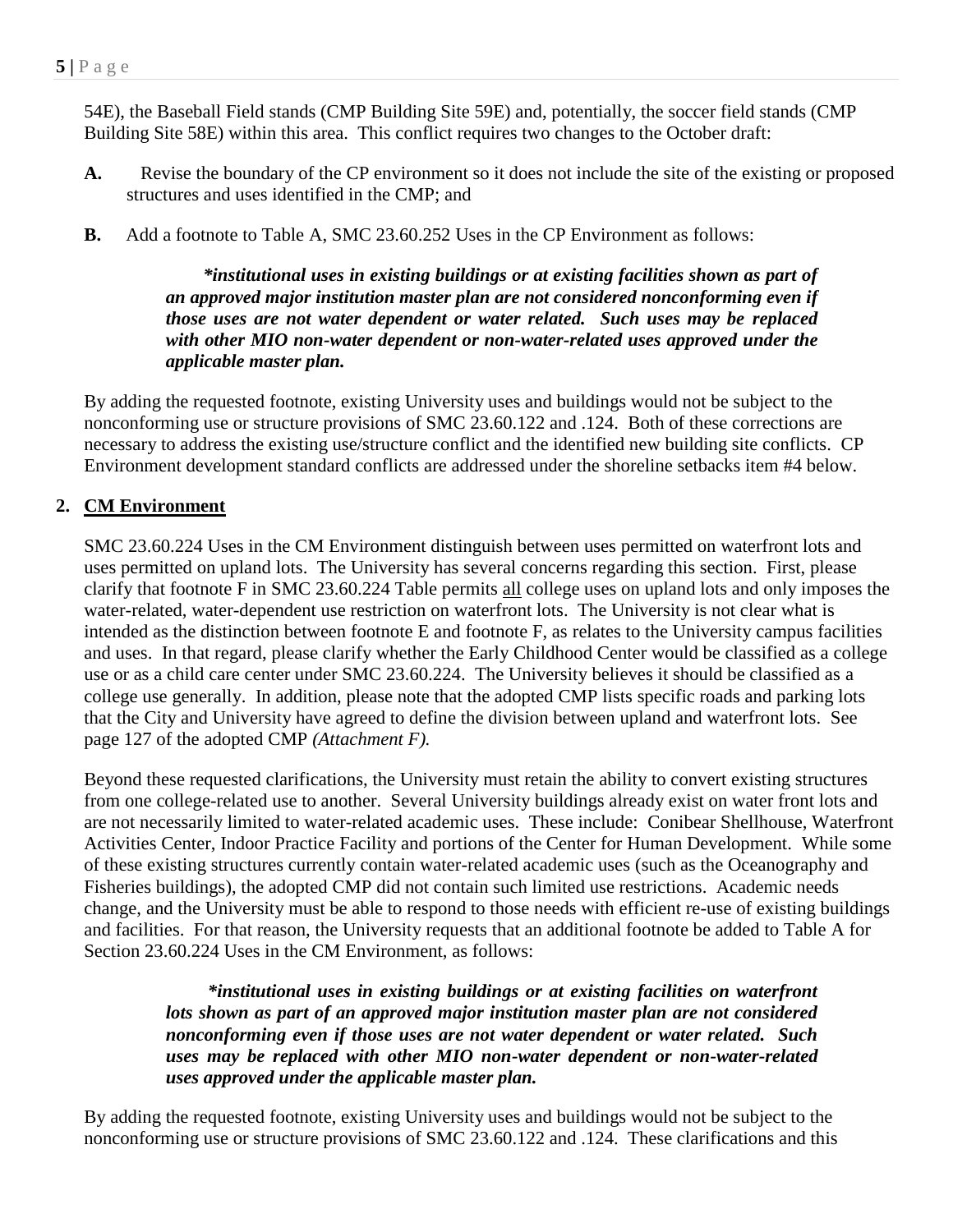54E), the Baseball Field stands (CMP Building Site 59E) and, potentially, the soccer field stands (CMP Building Site 58E) within this area. This conflict requires two changes to the October draft:

**A.** Revise the boundary of the CP environment so it does not include the site of the existing or proposed structures and uses identified in the CMP; and

**B.** Add a footnote to Table A, SMC 23.60.252 Uses in the CP Environment as follows:

> ***institutional uses in existing buildings or at existing facilities shown as part of an approved major institution master plan are not considered nonconforming even if those uses are not water dependent or water related. Such uses may be replaced with other MIO non-water dependent or non-water-related uses approved under the applicable master plan.***

By adding the requested footnote, existing University uses and buildings would not be subject to the nonconforming use or structure provisions of SMC 23.60.122 and .124. Both of these corrections are necessary to address the existing use/structure conflict and the identified new building site conflicts. CP Environment development standard conflicts are addressed under the shoreline setbacks item #4 below.

## 2. CM Environment

SMC 23.60.224 Uses in the CM Environment distinguish between uses permitted on waterfront lots and uses permitted on upland lots. The University has several concerns regarding this section. First, please clarify that footnote F in SMC 23.60.224 Table permits <u>all</u> college uses on upland lots and only imposes the water-related, water-dependent use restriction on waterfront lots. The University is not clear what is intended as the distinction between footnote E and footnote F, as relates to the University campus facilities and uses. In that regard, please clarify whether the Early Childhood Center would be classified as a college use or as a child care center under SMC 23.60.224. The University believes it should be classified as a college use generally. In addition, please note that the adopted CMP lists specific roads and parking lots that the City and University have agreed to define the division between upland and waterfront lots. See page 127 of the adopted CMP *(Attachment F).*

Beyond these requested clarifications, the University must retain the ability to convert existing structures from one college-related use to another. Several University buildings already exist on water front lots and are not necessarily limited to water-related academic uses. These include: Conibear Shellhouse, Waterfront Activities Center, Indoor Practice Facility and portions of the Center for Human Development. While some of these existing structures currently contain water-related academic uses (such as the Oceanography and Fisheries buildings), the adopted CMP did not contain such limited use restrictions. Academic needs change, and the University must be able to respond to those needs with efficient re-use of existing buildings and facilities. For that reason, the University requests that an additional footnote be added to Table A for Section 23.60.224 Uses in the CM Environment, as follows:

> ***institutional uses in existing buildings or at existing facilities on waterfront lots shown as part of an approved major institution master plan are not considered nonconforming even if those uses are not water dependent or water related. Such uses may be replaced with other MIO non-water dependent or non-water-related uses approved under the applicable master plan.***

By adding the requested footnote, existing University uses and buildings would not be subject to the nonconforming use or structure provisions of SMC 23.60.122 and .124. These clarifications and this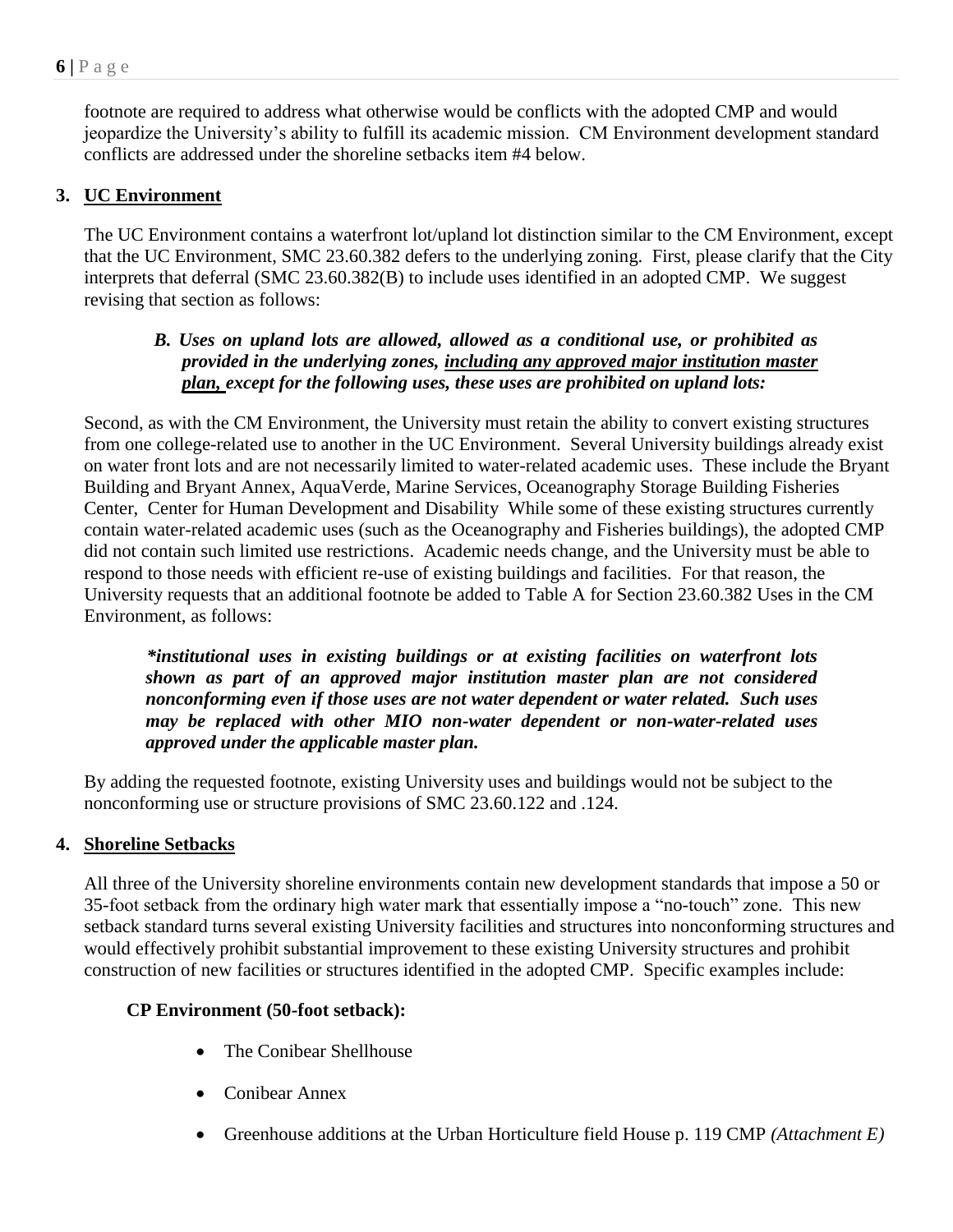footnote are required to address what otherwise would be conflicts with the adopted CMP and would jeopardize the University's ability to fulfill its academic mission. CM Environment development standard conflicts are addressed under the shoreline setbacks item #4 below.

**3. UC Environment**

The UC Environment contains a waterfront lot/upland lot distinction similar to the CM Environment, except that the UC Environment, SMC 23.60.382 defers to the underlying zoning. First, please clarify that the City interprets that deferral (SMC 23.60.382(B) to include uses identified in an adopted CMP. We suggest revising that section as follows:

> ***B. Uses on upland lots are allowed, allowed as a conditional use, or prohibited as provided in the underlying zones, <u>including any approved major institution master plan,</u> except for the following uses, these uses are prohibited on upland lots:***

Second, as with the CM Environment, the University must retain the ability to convert existing structures from one college-related use to another in the UC Environment. Several University buildings already exist on water front lots and are not necessarily limited to water-related academic uses. These include the Bryant Building and Bryant Annex, AquaVerde, Marine Services, Oceanography Storage Building Fisheries Center, Center for Human Development and Disability While some of these existing structures currently contain water-related academic uses (such as the Oceanography and Fisheries buildings), the adopted CMP did not contain such limited use restrictions. Academic needs change, and the University must be able to respond to those needs with efficient re-use of existing buildings and facilities. For that reason, the University requests that an additional footnote be added to Table A for Section 23.60.382 Uses in the CM Environment, as follows:

> ****institutional uses in existing buildings or at existing facilities on waterfront lots shown as part of an approved major institution master plan are not considered nonconforming even if those uses are not water dependent or water related. Such uses may be replaced with other MIO non-water dependent or non-water-related uses approved under the applicable master plan.***

By adding the requested footnote, existing University uses and buildings would not be subject to the nonconforming use or structure provisions of SMC 23.60.122 and .124.

**4. Shoreline Setbacks**

All three of the University shoreline environments contain new development standards that impose a 50 or 35-foot setback from the ordinary high water mark that essentially impose a "no-touch" zone. This new setback standard turns several existing University facilities and structures into nonconforming structures and would effectively prohibit substantial improvement to these existing University structures and prohibit construction of new facilities or structures identified in the adopted CMP. Specific examples include:

**CP Environment (50-foot setback):**

- The Conibear Shellhouse
- Conibear Annex
- Greenhouse additions at the Urban Horticulture field House p. 119 CMP *(Attachment E)*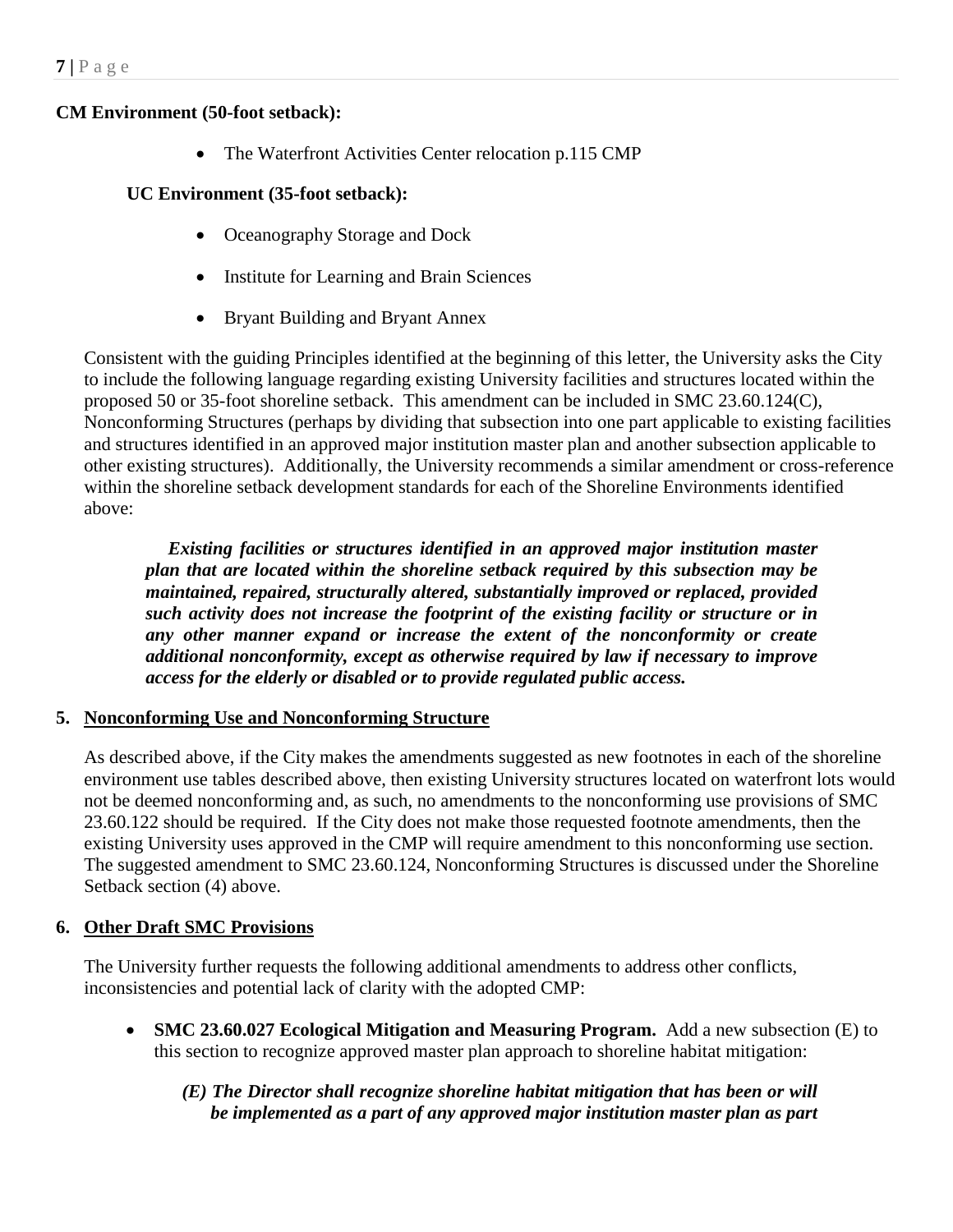**CM Environment (50-foot setback):**

- The Waterfront Activities Center relocation p.115 CMP

**UC Environment (35-foot setback):**

- Oceanography Storage and Dock
- Institute for Learning and Brain Sciences
- Bryant Building and Bryant Annex

Consistent with the guiding Principles identified at the beginning of this letter, the University asks the City to include the following language regarding existing University facilities and structures located within the proposed 50 or 35-foot shoreline setback. This amendment can be included in SMC 23.60.124(C), Nonconforming Structures (perhaps by dividing that subsection into one part applicable to existing facilities and structures identified in an approved major institution master plan and another subsection applicable to other existing structures). Additionally, the University recommends a similar amendment or cross-reference within the shoreline setback development standards for each of the Shoreline Environments identified above:

> ***Existing facilities or structures identified in an approved major institution master plan that are located within the shoreline setback required by this subsection may be maintained, repaired, structurally altered, substantially improved or replaced, provided such activity does not increase the footprint of the existing facility or structure or in any other manner expand or increase the extent of the nonconformity or create additional nonconformity, except as otherwise required by law if necessary to improve access for the elderly or disabled or to provide regulated public access.***

**5. Nonconforming Use and Nonconforming Structure**

As described above, if the City makes the amendments suggested as new footnotes in each of the shoreline environment use tables described above, then existing University structures located on waterfront lots would not be deemed nonconforming and, as such, no amendments to the nonconforming use provisions of SMC 23.60.122 should be required. If the City does not make those requested footnote amendments, then the existing University uses approved in the CMP will require amendment to this nonconforming use section. The suggested amendment to SMC 23.60.124, Nonconforming Structures is discussed under the Shoreline Setback section (4) above.

**6. Other Draft SMC Provisions**

The University further requests the following additional amendments to address other conflicts, inconsistencies and potential lack of clarity with the adopted CMP:

- **SMC 23.60.027 Ecological Mitigation and Measuring Program.** Add a new subsection (E) to this section to recognize approved master plan approach to shoreline habitat mitigation:

  ***(E) The Director shall recognize shoreline habitat mitigation that has been or will be implemented as a part of any approved major institution master plan as part***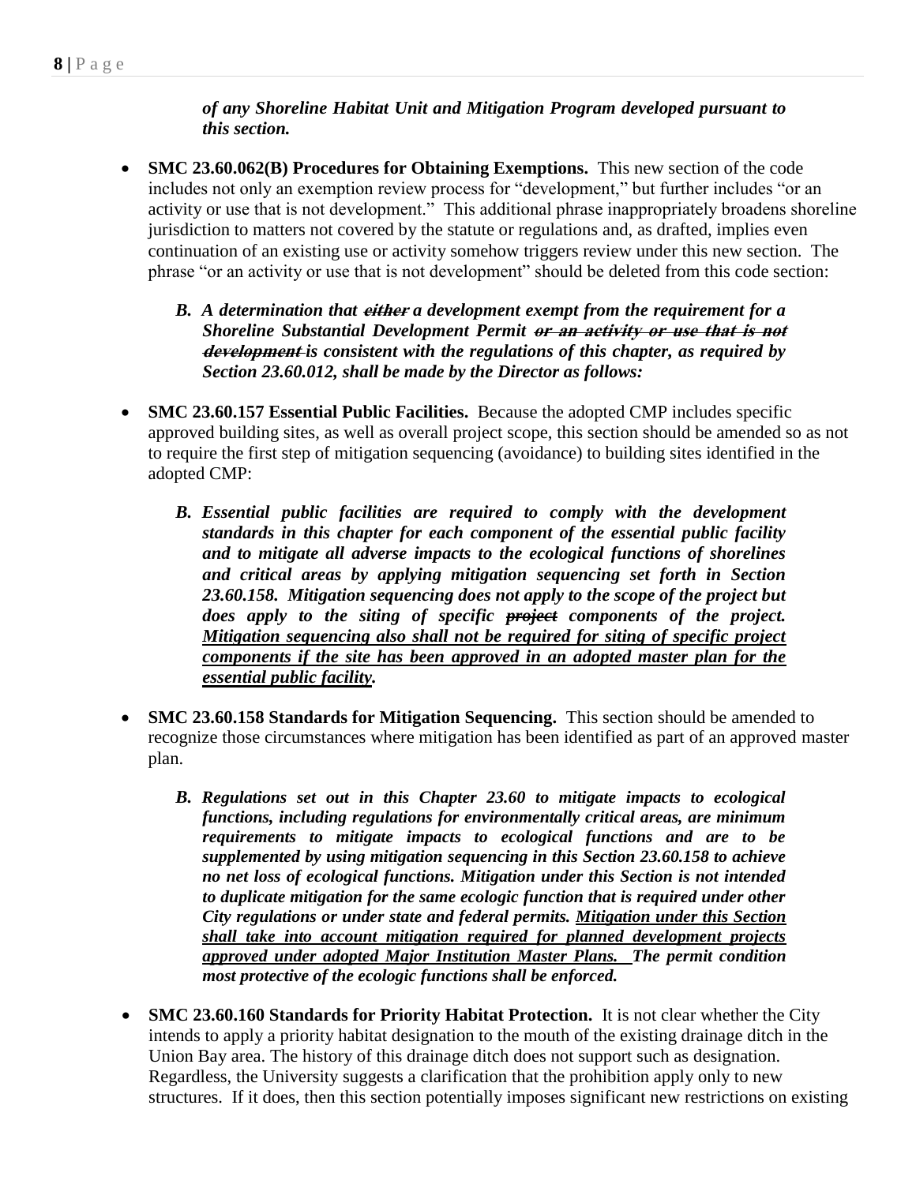***of any Shoreline Habitat Unit and Mitigation Program developed pursuant to this section.***

- **SMC 23.60.062(B) Procedures for Obtaining Exemptions.** This new section of the code includes not only an exemption review process for "development," but further includes "or an activity or use that is not development." This additional phrase inappropriately broadens shoreline jurisdiction to matters not covered by the statute or regulations and, as drafted, implies even continuation of an existing use or activity somehow triggers review under this new section. The phrase "or an activity or use that is not development" should be deleted from this code section:

  ***B. A determination that ~~either~~ a development exempt from the requirement for a Shoreline Substantial Development Permit ~~or an activity or use that is not development~~ is consistent with the regulations of this chapter, as required by Section 23.60.012, shall be made by the Director as follows:***

- **SMC 23.60.157 Essential Public Facilities.** Because the adopted CMP includes specific approved building sites, as well as overall project scope, this section should be amended so as not to require the first step of mitigation sequencing (avoidance) to building sites identified in the adopted CMP:

  ***B. Essential public facilities are required to comply with the development standards in this chapter for each component of the essential public facility and to mitigate all adverse impacts to the ecological functions of shorelines and critical areas by applying mitigation sequencing set forth in Section 23.60.158. Mitigation sequencing does not apply to the scope of the project but does apply to the siting of specific ~~project~~ components of the project. <u>Mitigation sequencing also shall not be required for siting of specific project components if the site has been approved in an adopted master plan for the essential public facility</u>.***

- **SMC 23.60.158 Standards for Mitigation Sequencing.** This section should be amended to recognize those circumstances where mitigation has been identified as part of an approved master plan.

  ***B. Regulations set out in this Chapter 23.60 to mitigate impacts to ecological functions, including regulations for environmentally critical areas, are minimum requirements to mitigate impacts to ecological functions and are to be supplemented by using mitigation sequencing in this Section 23.60.158 to achieve no net loss of ecological functions. Mitigation under this Section is not intended to duplicate mitigation for the same ecologic function that is required under other City regulations or under state and federal permits. <u>Mitigation under this Section shall take into account mitigation required for planned development projects approved under adopted Major Institution Master Plans.</u> The permit condition most protective of the ecologic functions shall be enforced.***

- **SMC 23.60.160 Standards for Priority Habitat Protection.** It is not clear whether the City intends to apply a priority habitat designation to the mouth of the existing drainage ditch in the Union Bay area. The history of this drainage ditch does not support such as designation. Regardless, the University suggests a clarification that the prohibition apply only to new structures. If it does, then this section potentially imposes significant new restrictions on existing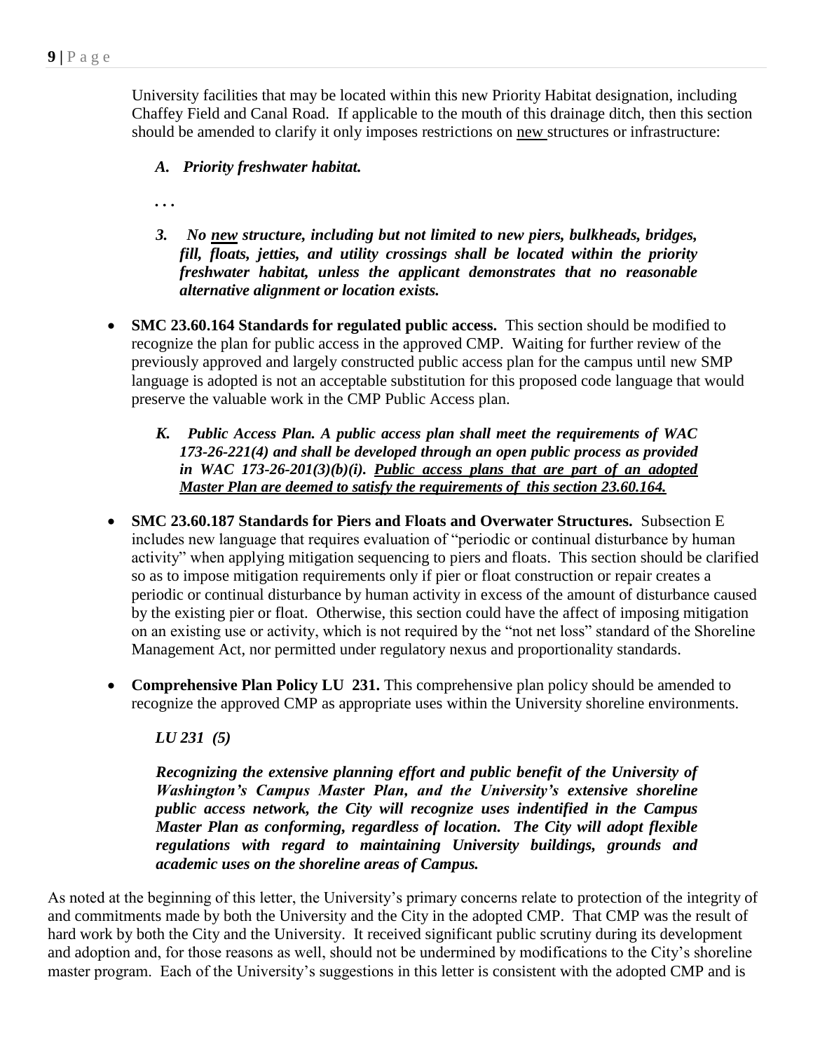University facilities that may be located within this new Priority Habitat designation, including Chaffey Field and Canal Road. If applicable to the mouth of this drainage ditch, then this section should be amended to clarify it only imposes restrictions on <u>new</u> structures or infrastructure:

> ***A. Priority freshwater habitat.***
>
> ***. . .***
>
> ***3. No <u>new</u> structure, including but not limited to new piers, bulkheads, bridges, fill, floats, jetties, and utility crossings shall be located within the priority freshwater habitat, unless the applicant demonstrates that no reasonable alternative alignment or location exists.***

- **SMC 23.60.164 Standards for regulated public access.** This section should be modified to recognize the plan for public access in the approved CMP. Waiting for further review of the previously approved and largely constructed public access plan for the campus until new SMP language is adopted is not an acceptable substitution for this proposed code language that would preserve the valuable work in the CMP Public Access plan.

> ***K. Public Access Plan. A public access plan shall meet the requirements of WAC 173-26-221(4) and shall be developed through an open public process as provided in WAC 173-26-201(3)(b)(i). <u>Public access plans that are part of an adopted Master Plan are deemed to satisfy the requirements of this section 23.60.164.</u>***

- **SMC 23.60.187 Standards for Piers and Floats and Overwater Structures.** Subsection E includes new language that requires evaluation of "periodic or continual disturbance by human activity" when applying mitigation sequencing to piers and floats. This section should be clarified so as to impose mitigation requirements only if pier or float construction or repair creates a periodic or continual disturbance by human activity in excess of the amount of disturbance caused by the existing pier or float. Otherwise, this section could have the affect of imposing mitigation on an existing use or activity, which is not required by the "not net loss" standard of the Shoreline Management Act, nor permitted under regulatory nexus and proportionality standards.

- **Comprehensive Plan Policy LU 231.** This comprehensive plan policy should be amended to recognize the approved CMP as appropriate uses within the University shoreline environments.

> ***LU 231 (5)***
>
> ***Recognizing the extensive planning effort and public benefit of the University of Washington's Campus Master Plan, and the University's extensive shoreline public access network, the City will recognize uses indentified in the Campus Master Plan as conforming, regardless of location. The City will adopt flexible regulations with regard to maintaining University buildings, grounds and academic uses on the shoreline areas of Campus.***

As noted at the beginning of this letter, the University's primary concerns relate to protection of the integrity of and commitments made by both the University and the City in the adopted CMP. That CMP was the result of hard work by both the City and the University. It received significant public scrutiny during its development and adoption and, for those reasons as well, should not be undermined by modifications to the City's shoreline master program. Each of the University's suggestions in this letter is consistent with the adopted CMP and is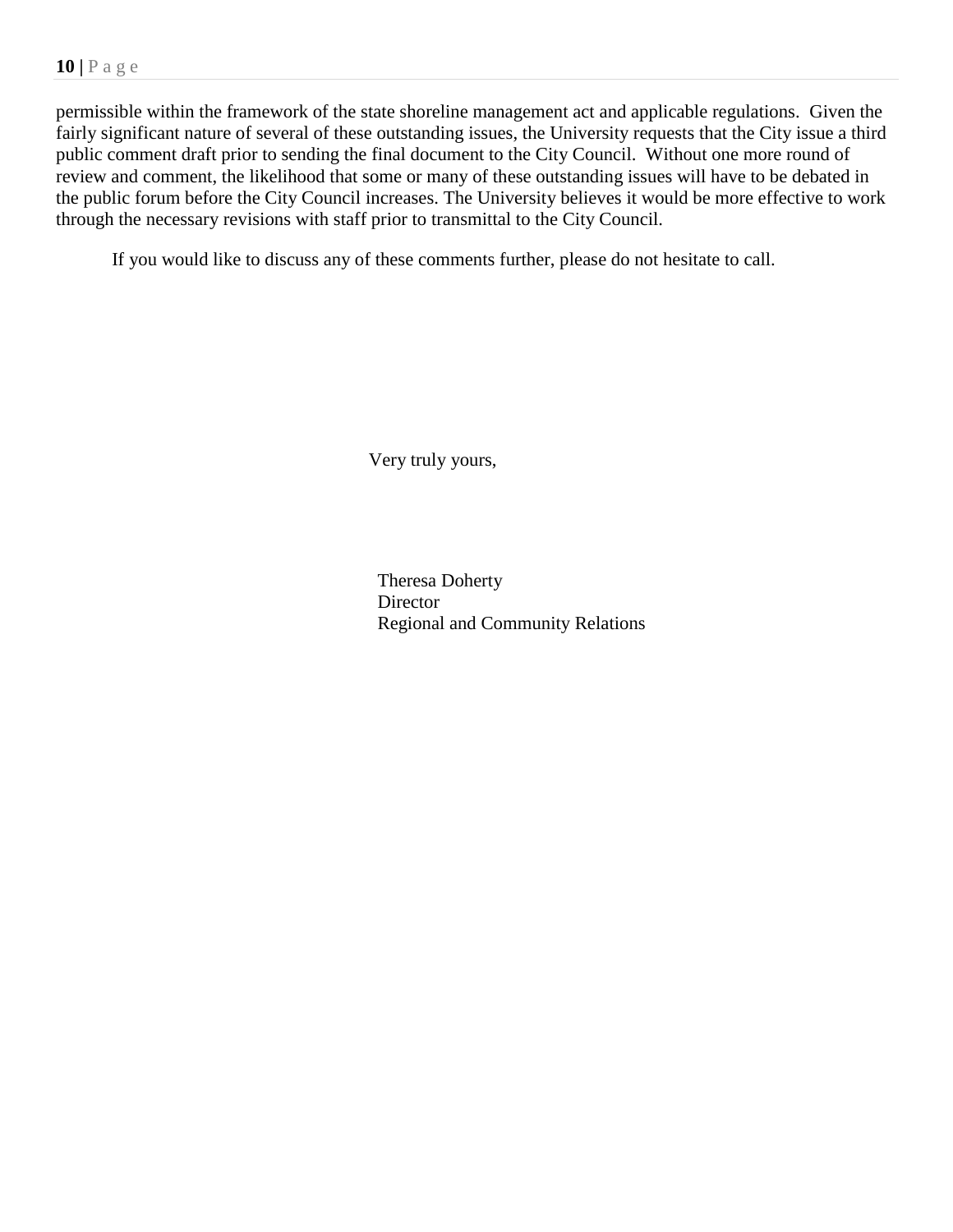permissible within the framework of the state shoreline management act and applicable regulations. Given the fairly significant nature of several of these outstanding issues, the University requests that the City issue a third public comment draft prior to sending the final document to the City Council. Without one more round of review and comment, the likelihood that some or many of these outstanding issues will have to be debated in the public forum before the City Council increases. The University believes it would be more effective to work through the necessary revisions with staff prior to transmittal to the City Council.

If you would like to discuss any of these comments further, please do not hesitate to call.

Very truly yours,

Theresa Doherty  
Director  
Regional and Community Relations